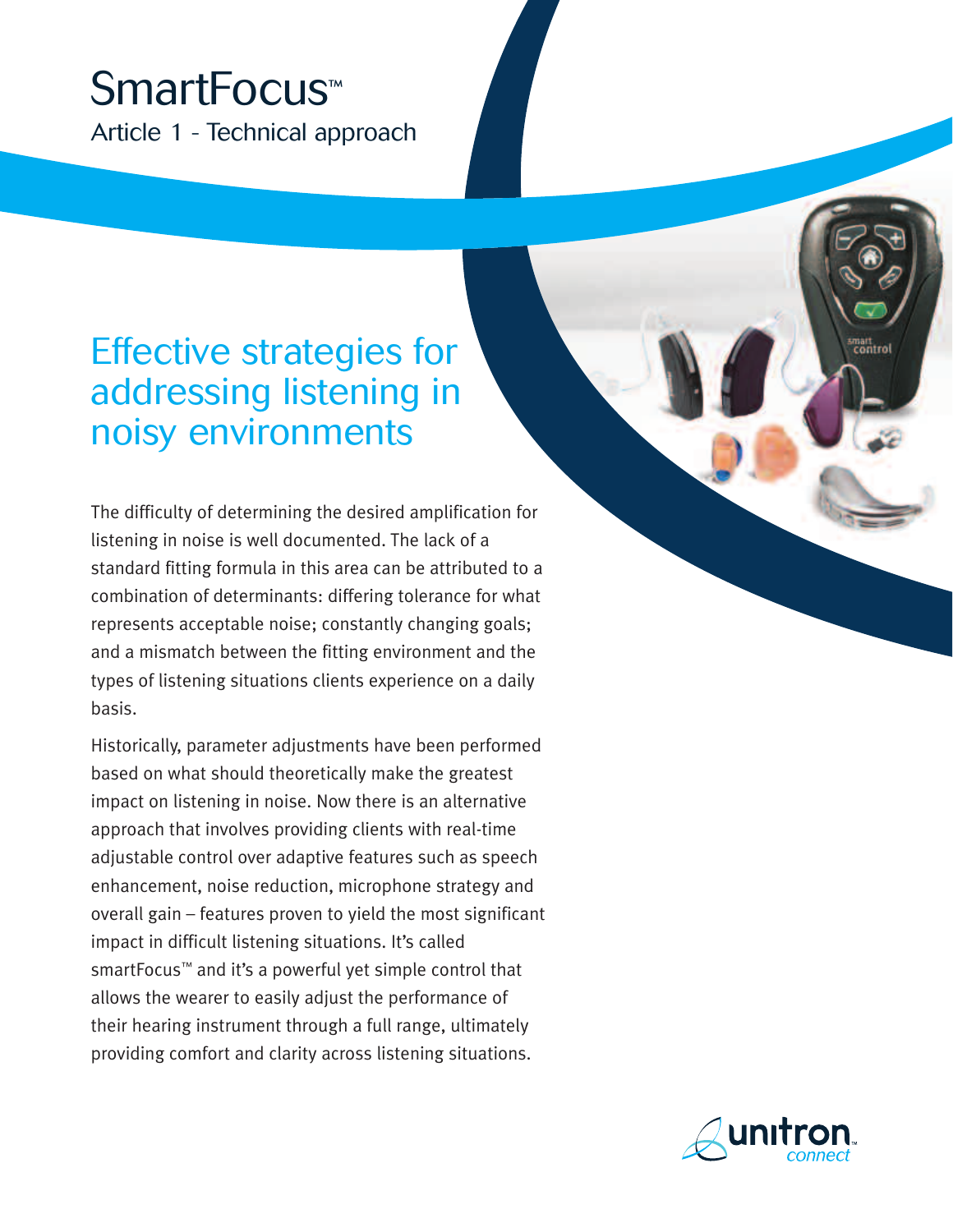# SmartFocus™

Article 1 - Technical approach

## Effective strategies for addressing listening in noisy environments

The difficulty of determining the desired amplification for listening in noise is well documented. The lack of a standard fitting formula in this area can be attributed to a combination of determinants: differing tolerance for what represents acceptable noise; constantly changing goals; and a mismatch between the fitting environment and the types of listening situations clients experience on a daily basis.

Historically, parameter adjustments have been performed based on what should theoretically make the greatest impact on listening in noise. Now there is an alternative approach that involves providing clients with real-time adjustable control over adaptive features such as speech enhancement, noise reduction, microphone strategy and overall gain – features proven to yield the most significant impact in difficult listening situations. It's called smartFocus™ and it's a powerful yet simple control that allows the wearer to easily adjust the performance of their hearing instrument through a full range, ultimately providing comfort and clarity across listening situations.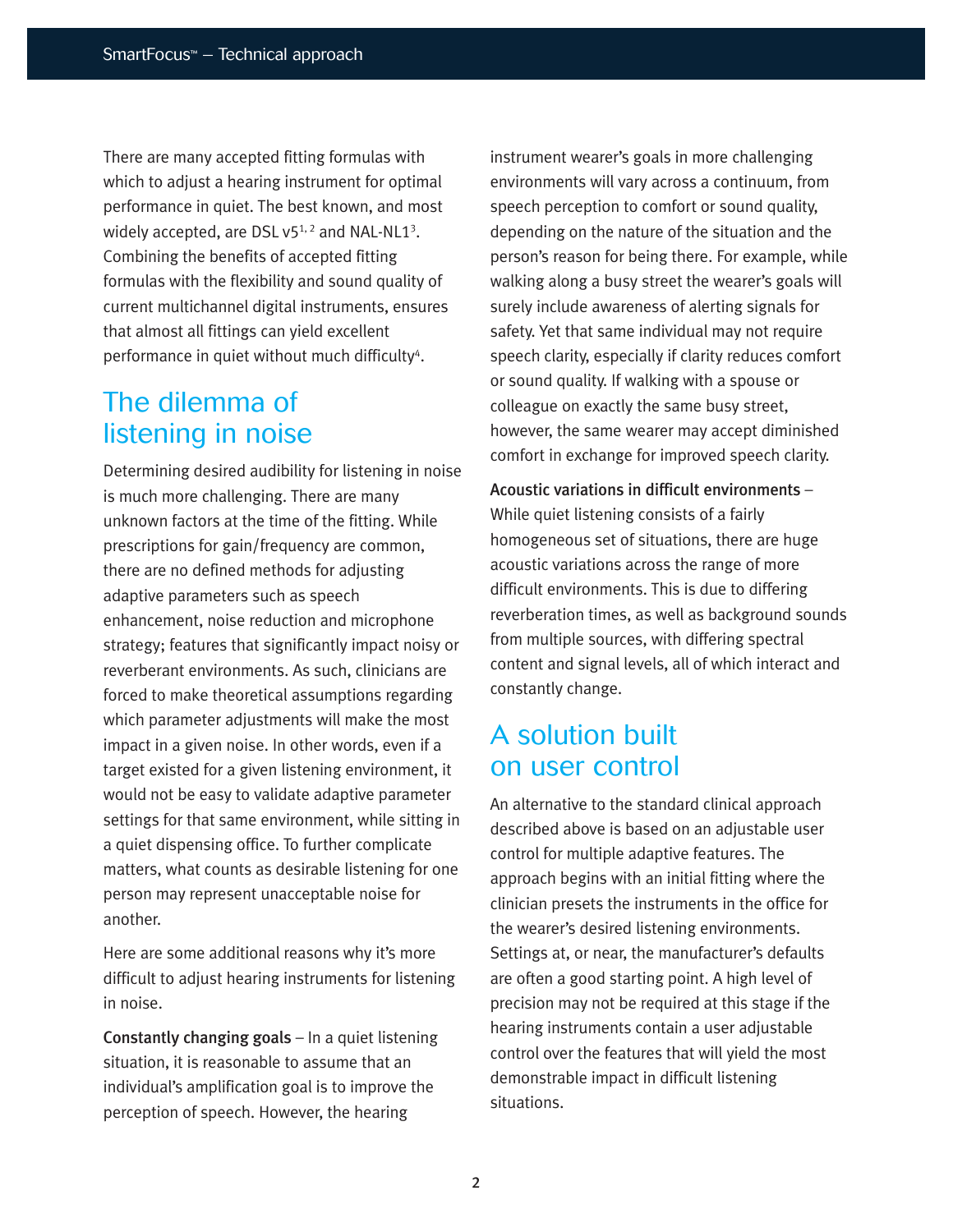There are many accepted fitting formulas with which to adjust a hearing instrument for optimal performance in quiet. The best known, and most widely accepted, are DSL v5[1, 2] and NAL-NL1[3]. Combining the benefits of accepted fitting formulas with the flexibility and sound quality of current multichannel digital instruments, ensures that almost all fittings can yield excellent performance in quiet without much difficulty[4].

## The dilemma of listening in noise

Determining desired audibility for listening in noise is much more challenging. There are many unknown factors at the time of the fitting. While prescriptions for gain/frequency are common, there are no defined methods for adjusting adaptive parameters such as speech enhancement, noise reduction and microphone strategy; features that significantly impact noisy or reverberant environments. As such, clinicians are forced to make theoretical assumptions regarding which parameter adjustments will make the most impact in a given noise. In other words, even if a target existed for a given listening environment, it would not be easy to validate adaptive parameter settings for that same environment, while sitting in a quiet dispensing office. To further complicate matters, what counts as desirable listening for one person may represent unacceptable noise for another.

Here are some additional reasons why it's more difficult to adjust hearing instruments for listening in noise.

**Constantly changing goals** – In a quiet listening situation, it is reasonable to assume that an individual's amplification goal is to improve the perception of speech. However, the hearing instrument wearer's goals in more challenging environments will vary across a continuum, from speech perception to comfort or sound quality, depending on the nature of the situation and the person's reason for being there. For example, while walking along a busy street the wearer's goals will surely include awareness of alerting signals for safety. Yet that same individual may not require speech clarity, especially if clarity reduces comfort or sound quality. If walking with a spouse or colleague on exactly the same busy street, however, the same wearer may accept diminished comfort in exchange for improved speech clarity.

**Acoustic variations in difficult environments** – While quiet listening consists of a fairly homogeneous set of situations, there are huge acoustic variations across the range of more difficult environments. This is due to differing reverberation times, as well as background sounds from multiple sources, with differing spectral content and signal levels, all of which interact and constantly change.

## A solution built on user control

An alternative to the standard clinical approach described above is based on an adjustable user control for multiple adaptive features. The approach begins with an initial fitting where the clinician presets the instruments in the office for the wearer's desired listening environments. Settings at, or near, the manufacturer's defaults are often a good starting point. A high level of precision may not be required at this stage if the hearing instruments contain a user adjustable control over the features that will yield the most demonstrable impact in difficult listening situations.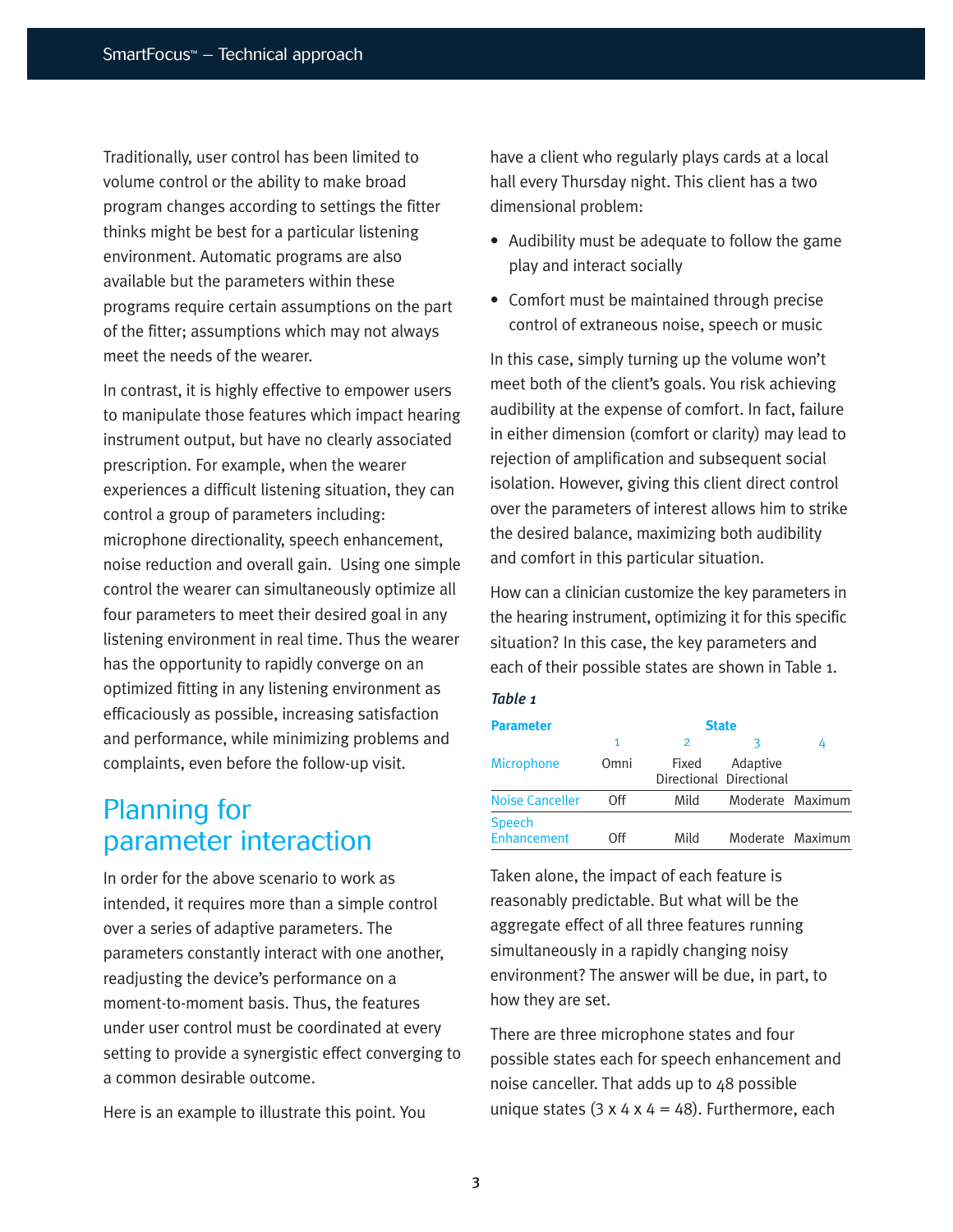Traditionally, user control has been limited to volume control or the ability to make broad program changes according to settings the fitter thinks might be best for a particular listening environment. Automatic programs are also available but the parameters within these programs require certain assumptions on the part of the fitter; assumptions which may not always meet the needs of the wearer.

In contrast, it is highly effective to empower users to manipulate those features which impact hearing instrument output, but have no clearly associated prescription. For example, when the wearer experiences a difficult listening situation, they can control a group of parameters including: microphone directionality, speech enhancement, noise reduction and overall gain. Using one simple control the wearer can simultaneously optimize all four parameters to meet their desired goal in any listening environment in real time. Thus the wearer has the opportunity to rapidly converge on an optimized fitting in any listening environment as efficaciously as possible, increasing satisfaction and performance, while minimizing problems and complaints, even before the follow-up visit.

## Planning for parameter interaction

In order for the above scenario to work as intended, it requires more than a simple control over a series of adaptive parameters. The parameters constantly interact with one another, readjusting the device's performance on a moment-to-moment basis. Thus, the features under user control must be coordinated at every setting to provide a synergistic effect converging to a common desirable outcome.

Here is an example to illustrate this point. You have a client who regularly plays cards at a local hall every Thursday night. This client has a two dimensional problem:

- Audibility must be adequate to follow the game play and interact socially
- Comfort must be maintained through precise control of extraneous noise, speech or music

In this case, simply turning up the volume won't meet both of the client's goals. You risk achieving audibility at the expense of comfort. In fact, failure in either dimension (comfort or clarity) may lead to rejection of amplification and subsequent social isolation. However, giving this client direct control over the parameters of interest allows him to strike the desired balance, maximizing both audibility and comfort in this particular situation.

How can a clinician customize the key parameters in the hearing instrument, optimizing it for this specific situation? In this case, the key parameters and each of their possible states are shown in Table 1.

***Table 1***

| Parameter | State | | | |
|---|---|---|---|---|
| | 1 | 2 | 3 | 4 |
| Microphone | Omni | Fixed Directional | Adaptive Directional | |
| Noise Canceller | Off | Mild | Moderate | Maximum |
| Speech Enhancement | Off | Mild | Moderate | Maximum |

Taken alone, the impact of each feature is reasonably predictable. But what will be the aggregate effect of all three features running simultaneously in a rapidly changing noisy environment? The answer will be due, in part, to how they are set.

There are three microphone states and four possible states each for speech enhancement and noise canceller. That adds up to 48 possible unique states ($3 \times 4 \times 4 = 48$). Furthermore, each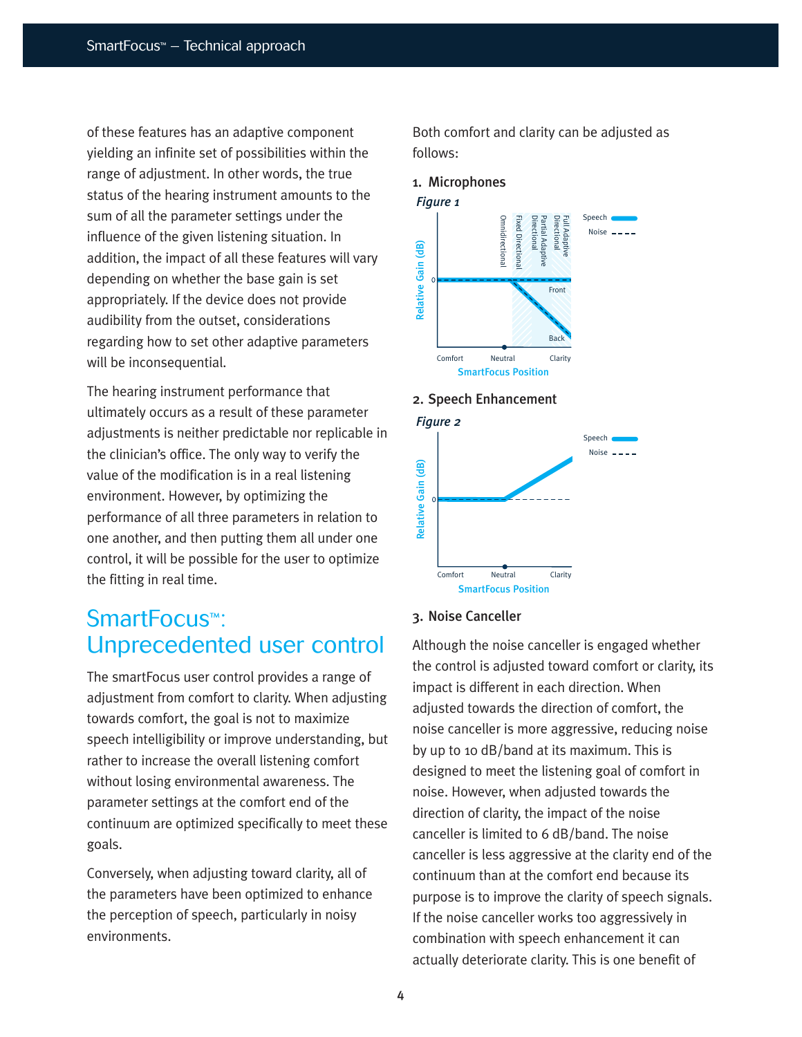of these features has an adaptive component yielding an infinite set of possibilities within the range of adjustment. In other words, the true status of the hearing instrument amounts to the sum of all the parameter settings under the influence of the given listening situation. In addition, the impact of all these features will vary depending on whether the base gain is set appropriately. If the device does not provide audibility from the outset, considerations regarding how to set other adaptive parameters will be inconsequential.

The hearing instrument performance that ultimately occurs as a result of these parameter adjustments is neither predictable nor replicable in the clinician's office. The only way to verify the value of the modification is in a real listening environment. However, by optimizing the performance of all three parameters in relation to one another, and then putting them all under one control, it will be possible for the user to optimize the fitting in real time.

## SmartFocus™: Unprecedented user control

The smartFocus user control provides a range of adjustment from comfort to clarity. When adjusting towards comfort, the goal is not to maximize speech intelligibility or improve understanding, but rather to increase the overall listening comfort without losing environmental awareness. The parameter settings at the comfort end of the continuum are optimized specifically to meet these goals.

Conversely, when adjusting toward clarity, all of the parameters have been optimized to enhance the perception of speech, particularly in noisy environments.

Both comfort and clarity can be adjusted as follows:

### 1. Microphones

*Figure 1*

### 2. Speech Enhancement

*Figure 2*

### 3. Noise Canceller

Although the noise canceller is engaged whether the control is adjusted toward comfort or clarity, its impact is different in each direction. When adjusted towards the direction of comfort, the noise canceller is more aggressive, reducing noise by up to 10 dB/band at its maximum. This is designed to meet the listening goal of comfort in noise. However, when adjusted towards the direction of clarity, the impact of the noise canceller is limited to 6 dB/band. The noise canceller is less aggressive at the clarity end of the continuum than at the comfort end because its purpose is to improve the clarity of speech signals. If the noise canceller works too aggressively in combination with speech enhancement it can actually deteriorate clarity. This is one benefit of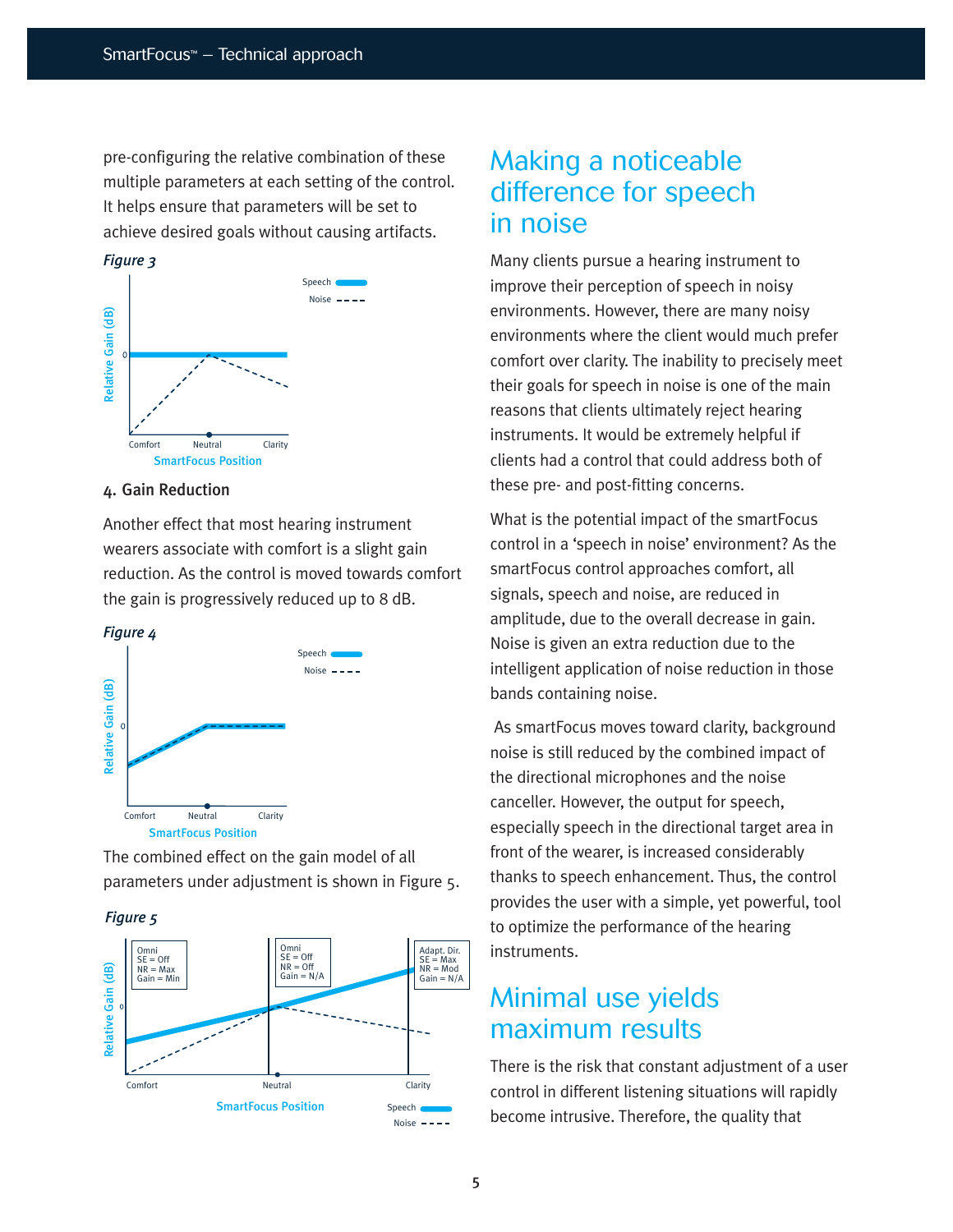pre-configuring the relative combination of these multiple parameters at each setting of the control. It helps ensure that parameters will be set to achieve desired goals without causing artifacts.

*Figure 3*

4. **Gain Reduction**

Another effect that most hearing instrument wearers associate with comfort is a slight gain reduction. As the control is moved towards comfort the gain is progressively reduced up to 8 dB.

*Figure 4*

The combined effect on the gain model of all parameters under adjustment is shown in Figure 5.

*Figure 5*

## Making a noticeable difference for speech in noise

Many clients pursue a hearing instrument to improve their perception of speech in noisy environments. However, there are many noisy environments where the client would much prefer comfort over clarity. The inability to precisely meet their goals for speech in noise is one of the main reasons that clients ultimately reject hearing instruments. It would be extremely helpful if clients had a control that could address both of these pre- and post-fitting concerns.

What is the potential impact of the smartFocus control in a 'speech in noise' environment? As the smartFocus control approaches comfort, all signals, speech and noise, are reduced in amplitude, due to the overall decrease in gain. Noise is given an extra reduction due to the intelligent application of noise reduction in those bands containing noise.

As smartFocus moves toward clarity, background noise is still reduced by the combined impact of the directional microphones and the noise canceller. However, the output for speech, especially speech in the directional target area in front of the wearer, is increased considerably thanks to speech enhancement. Thus, the control provides the user with a simple, yet powerful, tool to optimize the performance of the hearing instruments.

## Minimal use yields maximum results

There is the risk that constant adjustment of a user control in different listening situations will rapidly become intrusive. Therefore, the quality that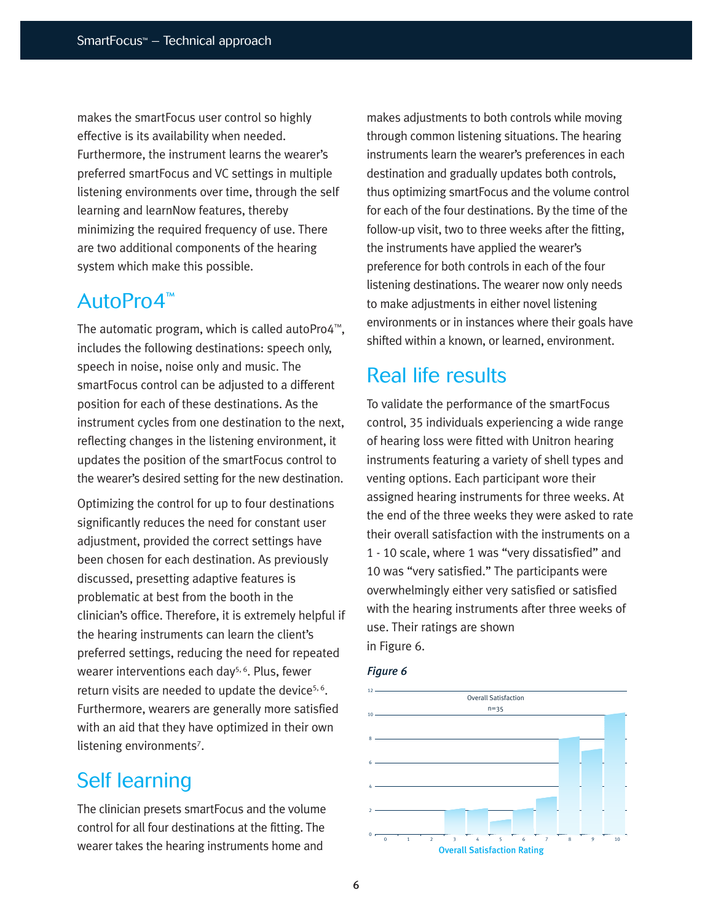makes the smartFocus user control so highly effective is its availability when needed. Furthermore, the instrument learns the wearer's preferred smartFocus and VC settings in multiple listening environments over time, through the self learning and learnNow features, thereby minimizing the required frequency of use. There are two additional components of the hearing system which make this possible.

## AutoPro4™

The automatic program, which is called autoPro4™, includes the following destinations: speech only, speech in noise, noise only and music. The smartFocus control can be adjusted to a different position for each of these destinations. As the instrument cycles from one destination to the next, reflecting changes in the listening environment, it updates the position of the smartFocus control to the wearer's desired setting for the new destination.

Optimizing the control for up to four destinations significantly reduces the need for constant user adjustment, provided the correct settings have been chosen for each destination. As previously discussed, presetting adaptive features is problematic at best from the booth in the clinician's office. Therefore, it is extremely helpful if the hearing instruments can learn the client's preferred settings, reducing the need for repeated wearer interventions each day[5, 6]. Plus, fewer return visits are needed to update the device[5, 6]. Furthermore, wearers are generally more satisfied with an aid that they have optimized in their own listening environments[7].

## Self learning

The clinician presets smartFocus and the volume control for all four destinations at the fitting. The wearer takes the hearing instruments home and makes adjustments to both controls while moving through common listening situations. The hearing instruments learn the wearer's preferences in each destination and gradually updates both controls, thus optimizing smartFocus and the volume control for each of the four destinations. By the time of the follow-up visit, two to three weeks after the fitting, the instruments have applied the wearer's preference for both controls in each of the four listening destinations. The wearer now only needs to make adjustments in either novel listening environments or in instances where their goals have shifted within a known, or learned, environment.

## Real life results

To validate the performance of the smartFocus control, 35 individuals experiencing a wide range of hearing loss were fitted with Unitron hearing instruments featuring a variety of shell types and venting options. Each participant wore their assigned hearing instruments for three weeks. At the end of the three weeks they were asked to rate their overall satisfaction with the instruments on a 1 - 10 scale, where 1 was "very dissatisfied" and 10 was "very satisfied." The participants were overwhelmingly either very satisfied or satisfied with the hearing instruments after three weeks of use. Their ratings are shown in Figure 6.

***Figure 6***

Overall Satisfaction
n=35

| Overall Satisfaction Rating | 0 | 1 | 2 | 3 | 4 | 5 | 6 | 7 | 8 | 9 | 10 |
|---|---|---|---|---|---|---|---|---|---|---|---|
| Count | 0 | 0 | 0 | 2 | 2 | 1 | 2 | 3 | 8 | 7 | 10 |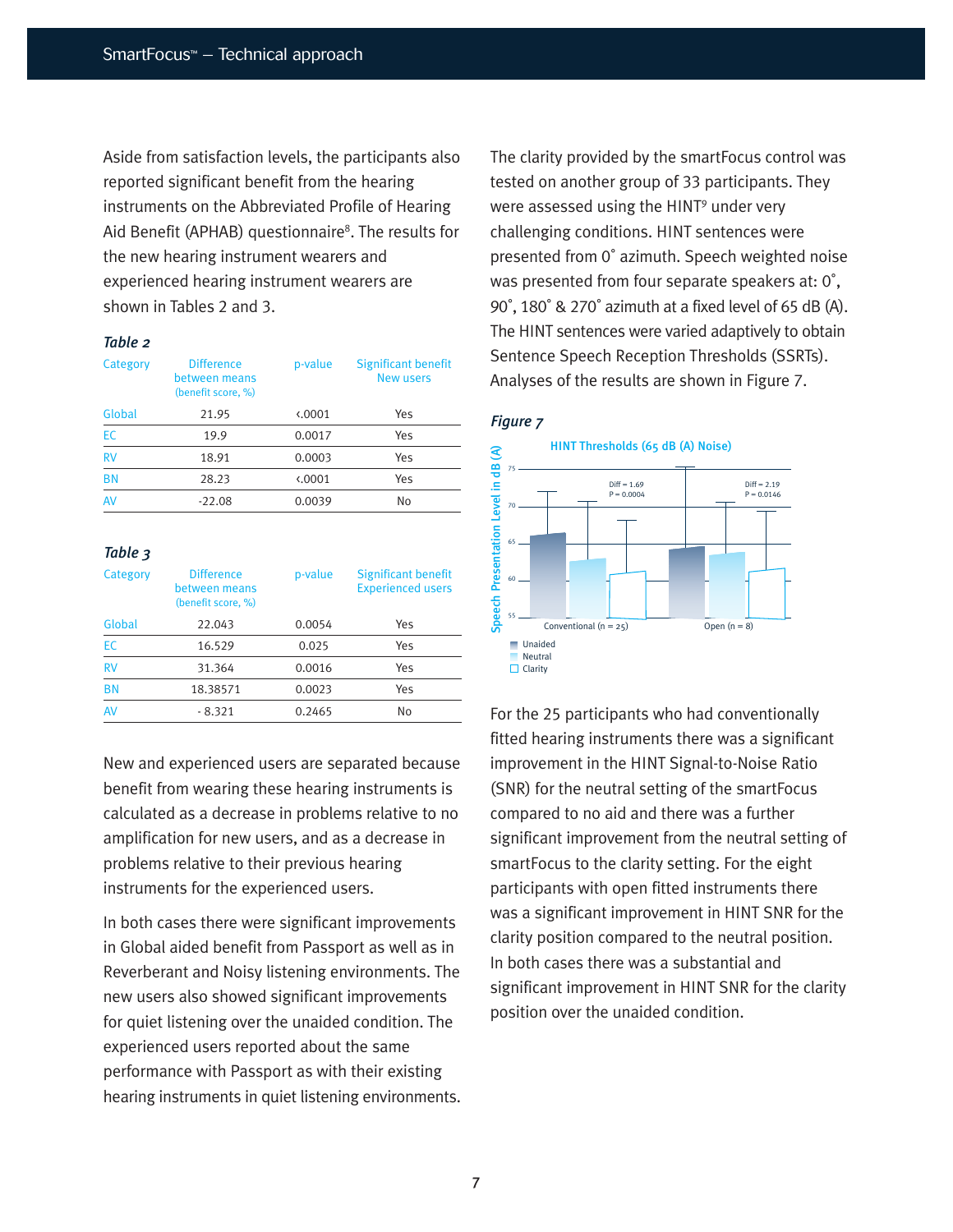Aside from satisfaction levels, the participants also reported significant benefit from the hearing instruments on the Abbreviated Profile of Hearing Aid Benefit (APHAB) questionnaire[8]. The results for the new hearing instrument wearers and experienced hearing instrument wearers are shown in Tables 2 and 3.

*Table 2*

| Category | Difference between means (benefit score, %) | p-value | Significant benefit New users |
|---|---|---|---|
| Global | 21.95 | <.0001 | Yes |
| EC | 19.9 | 0.0017 | Yes |
| RV | 18.91 | 0.0003 | Yes |
| BN | 28.23 | <.0001 | Yes |
| AV | -22.08 | 0.0039 | No |

*Table 3*

| Category | Difference between means (benefit score, %) | p-value | Significant benefit Experienced users |
|---|---|---|---|
| Global | 22.043 | 0.0054 | Yes |
| EC | 16.529 | 0.025 | Yes |
| RV | 31.364 | 0.0016 | Yes |
| BN | 18.38571 | 0.0023 | Yes |
| AV | - 8.321 | 0.2465 | No |

New and experienced users are separated because benefit from wearing these hearing instruments is calculated as a decrease in problems relative to no amplification for new users, and as a decrease in problems relative to their previous hearing instruments for the experienced users.

In both cases there were significant improvements in Global aided benefit from Passport as well as in Reverberant and Noisy listening environments. The new users also showed significant improvements for quiet listening over the unaided condition. The experienced users reported about the same performance with Passport as with their existing hearing instruments in quiet listening environments.

The clarity provided by the smartFocus control was tested on another group of 33 participants. They were assessed using the HINT[9] under very challenging conditions. HINT sentences were presented from 0˚ azimuth. Speech weighted noise was presented from four separate speakers at: 0˚, 90˚, 180˚ & 270˚ azimuth at a fixed level of 65 dB (A). The HINT sentences were varied adaptively to obtain Sentence Speech Reception Thresholds (SSRTs). Analyses of the results are shown in Figure 7.

*Figure 7*

HINT Thresholds (65 dB (A) Noise)

For the 25 participants who had conventionally fitted hearing instruments there was a significant improvement in the HINT Signal-to-Noise Ratio (SNR) for the neutral setting of the smartFocus compared to no aid and there was a further significant improvement from the neutral setting of smartFocus to the clarity setting. For the eight participants with open fitted instruments there was a significant improvement in HINT SNR for the clarity position compared to the neutral position. In both cases there was a substantial and significant improvement in HINT SNR for the clarity position over the unaided condition.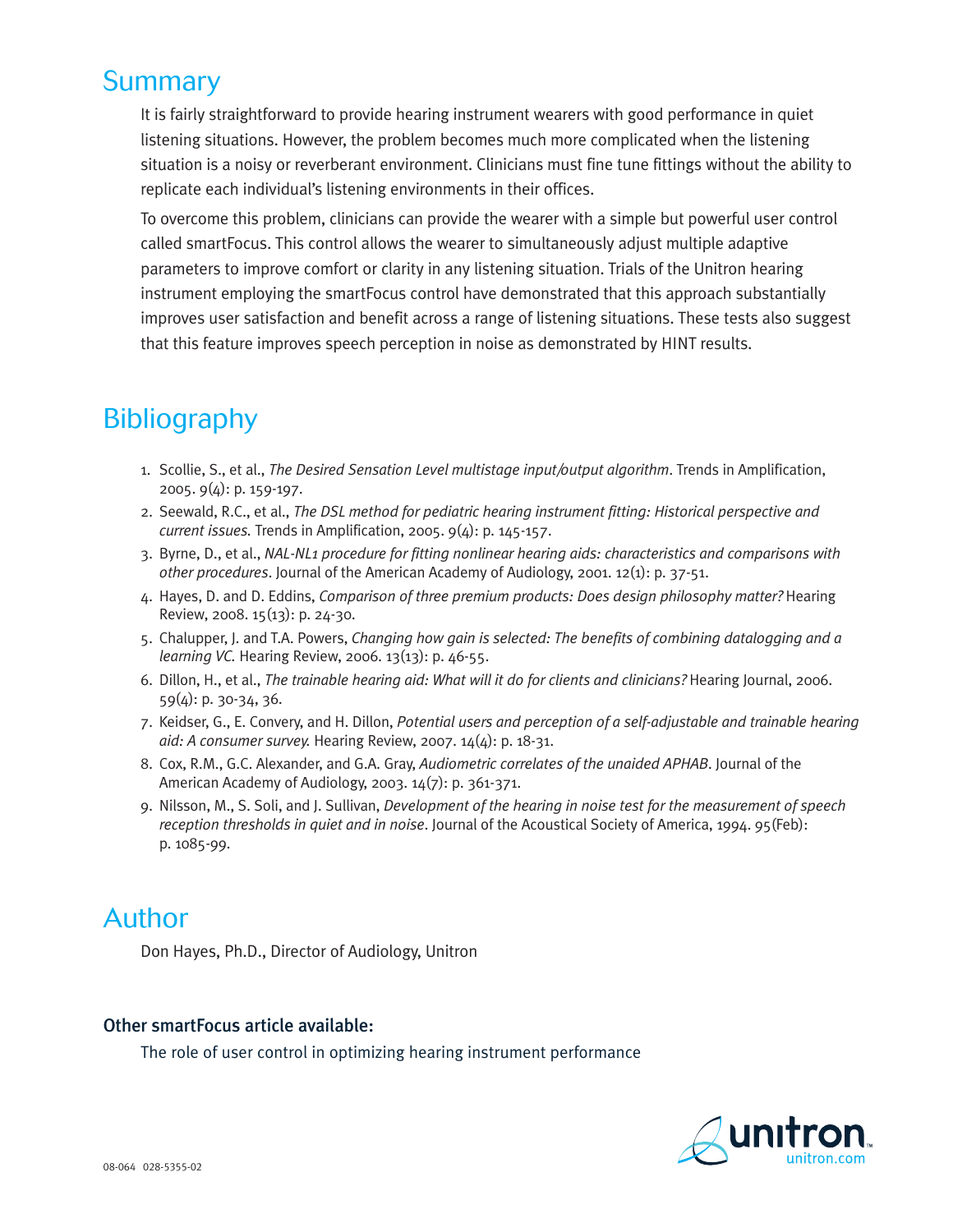## Summary

It is fairly straightforward to provide hearing instrument wearers with good performance in quiet listening situations. However, the problem becomes much more complicated when the listening situation is a noisy or reverberant environment. Clinicians must fine tune fittings without the ability to replicate each individual's listening environments in their offices.

To overcome this problem, clinicians can provide the wearer with a simple but powerful user control called smartFocus. This control allows the wearer to simultaneously adjust multiple adaptive parameters to improve comfort or clarity in any listening situation. Trials of the Unitron hearing instrument employing the smartFocus control have demonstrated that this approach substantially improves user satisfaction and benefit across a range of listening situations. These tests also suggest that this feature improves speech perception in noise as demonstrated by HINT results.

## Bibliography

1. Scollie, S., et al., *The Desired Sensation Level multistage input/output algorithm*. Trends in Amplification, 2005. 9(4): p. 159-197.
2. Seewald, R.C., et al., *The DSL method for pediatric hearing instrument fitting: Historical perspective and current issues.* Trends in Amplification, 2005. 9(4): p. 145-157.
3. Byrne, D., et al., *NAL-NL1 procedure for fitting nonlinear hearing aids: characteristics and comparisons with other procedures*. Journal of the American Academy of Audiology, 2001. 12(1): p. 37-51.
4. Hayes, D. and D. Eddins, *Comparison of three premium products: Does design philosophy matter?* Hearing Review, 2008. 15(13): p. 24-30.
5. Chalupper, J. and T.A. Powers, *Changing how gain is selected: The benefits of combining datalogging and a learning VC.* Hearing Review, 2006. 13(13): p. 46-55.
6. Dillon, H., et al., *The trainable hearing aid: What will it do for clients and clinicians?* Hearing Journal, 2006. 59(4): p. 30-34, 36.
7. Keidser, G., E. Convery, and H. Dillon, *Potential users and perception of a self-adjustable and trainable hearing aid: A consumer survey.* Hearing Review, 2007. 14(4): p. 18-31.
8. Cox, R.M., G.C. Alexander, and G.A. Gray, *Audiometric correlates of the unaided APHAB*. Journal of the American Academy of Audiology, 2003. 14(7): p. 361-371.
9. Nilsson, M., S. Soli, and J. Sullivan, *Development of the hearing in noise test for the measurement of speech reception thresholds in quiet and in noise*. Journal of the Acoustical Society of America, 1994. 95(Feb): p. 1085-99.

## Author

Don Hayes, Ph.D., Director of Audiology, Unitron

### Other smartFocus article available:

The role of user control in optimizing hearing instrument performance

unitron
unitron.com

08-064 028-5355-02